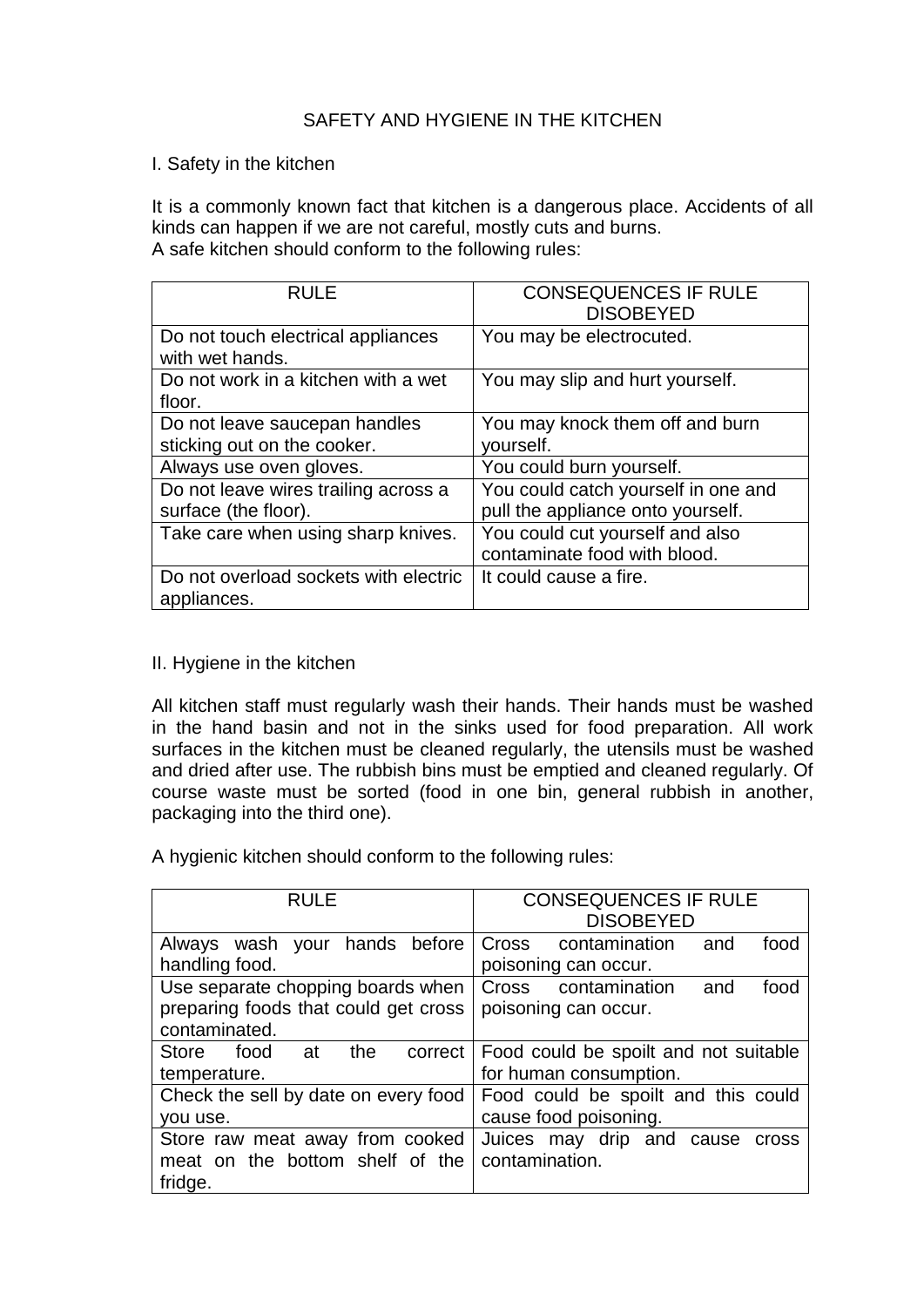# SAFETY AND HYGIENE IN THE KITCHEN

## I. Safety in the kitchen

It is a commonly known fact that kitchen is a dangerous place. Accidents of all kinds can happen if we are not careful, mostly cuts and burns.
A safe kitchen should conform to the following rules:

| RULE | CONSEQUENCES IF RULE DISOBEYED |
|---|---|
| Do not touch electrical appliances with wet hands. | You may be electrocuted. |
| Do not work in a kitchen with a wet floor. | You may slip and hurt yourself. |
| Do not leave saucepan handles sticking out on the cooker. | You may knock them off and burn yourself. |
| Always use oven gloves. | You could burn yourself. |
| Do not leave wires trailing across a surface (the floor). | You could catch yourself in one and pull the appliance onto yourself. |
| Take care when using sharp knives. | You could cut yourself and also contaminate food with blood. |
| Do not overload sockets with electric appliances. | It could cause a fire. |

## II. Hygiene in the kitchen

All kitchen staff must regularly wash their hands. Their hands must be washed in the hand basin and not in the sinks used for food preparation. All work surfaces in the kitchen must be cleaned regularly, the utensils must be washed and dried after use. The rubbish bins must be emptied and cleaned regularly. Of course waste must be sorted (food in one bin, general rubbish in another, packaging into the third one).

A hygienic kitchen should conform to the following rules:

| RULE | CONSEQUENCES IF RULE DISOBEYED |
|---|---|
| Always wash your hands before handling food. | Cross contamination and food poisoning can occur. |
| Use separate chopping boards when preparing foods that could get cross contaminated. | Cross contamination and food poisoning can occur. |
| Store food at the correct temperature. | Food could be spoilt and not suitable for human consumption. |
| Check the sell by date on every food you use. | Food could be spoilt and this could cause food poisoning. |
| Store raw meat away from cooked meat on the bottom shelf of the fridge. | Juices may drip and cause cross contamination. |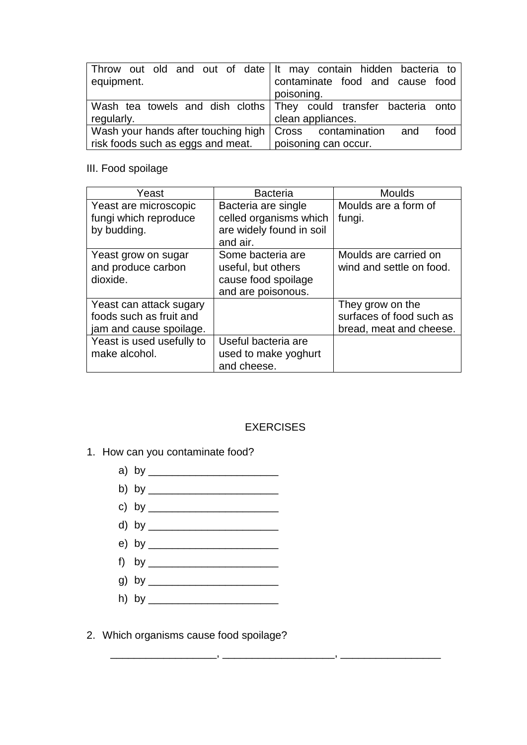| Throw out old and out of date equipment. | It may contain hidden bacteria to contaminate food and cause food poisoning. |
|---|---|
| Wash tea towels and dish cloths regularly. | They could transfer bacteria onto clean appliances. |
| Wash your hands after touching high risk foods such as eggs and meat. | Cross contamination and food poisoning can occur. |

III. Food spoilage

| Yeast | Bacteria | Moulds |
|---|---|---|
| Yeast are microscopic fungi which reproduce by budding. | Bacteria are single celled organisms which are widely found in soil and air. | Moulds are a form of fungi. |
| Yeast grow on sugar and produce carbon dioxide. | Some bacteria are useful, but others cause food spoilage and are poisonous. | Moulds are carried on wind and settle on food. |
| Yeast can attack sugary foods such as fruit and jam and cause spoilage. | | They grow on the surfaces of food such as bread, meat and cheese. |
| Yeast is used usefully to make alcohol. | Useful bacteria are used to make yoghurt and cheese. | |

EXERCISES

1. How can you contaminate food?
   a) by ______________________
   b) by ______________________
   c) by ______________________
   d) by ______________________
   e) by ______________________
   f) by ______________________
   g) by ______________________
   h) by ______________________

2. Which organisms cause food spoilage?

   __________________, ___________________, _________________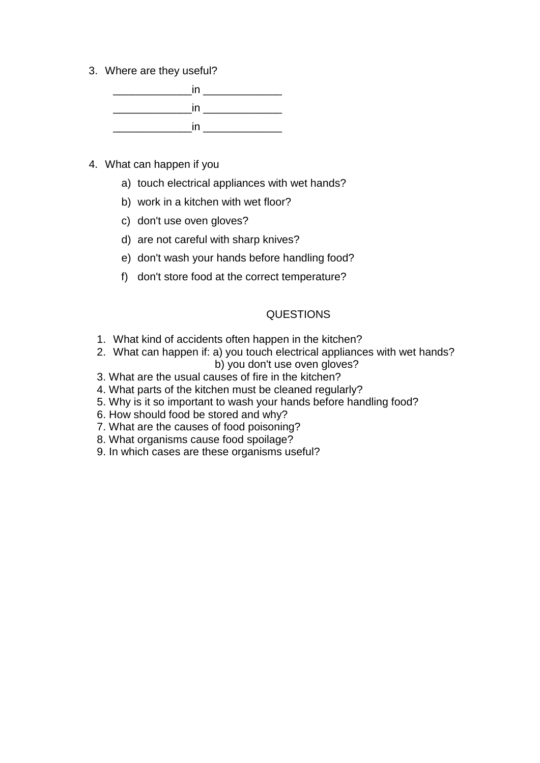3. Where are they useful?

   _____________in _____________

   _____________in _____________

   _____________in _____________

4. What can happen if you
   a) touch electrical appliances with wet hands?
   b) work in a kitchen with wet floor?
   c) don't use oven gloves?
   d) are not careful with sharp knives?
   e) don't wash your hands before handling food?
   f) don't store food at the correct temperature?

## QUESTIONS

1. What kind of accidents often happen in the kitchen?
2. What can happen if: a) you touch electrical appliances with wet hands?
   b) you don't use oven gloves?
3. What are the usual causes of fire in the kitchen?
4. What parts of the kitchen must be cleaned regularly?
5. Why is it so important to wash your hands before handling food?
6. How should food be stored and why?
7. What are the causes of food poisoning?
8. What organisms cause food spoilage?
9. In which cases are these organisms useful?